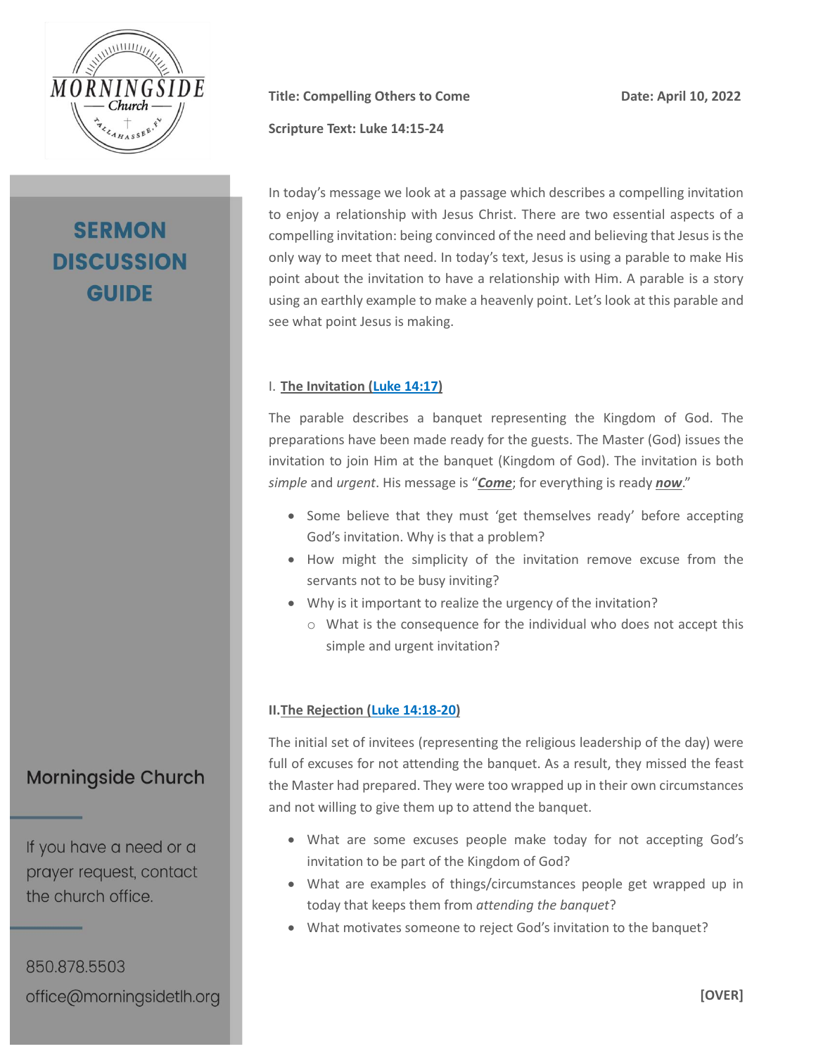# SERMON DISCUSSION GUIDE

**Title: Compelling Others to Come**

**Date: April 10, 2022**

**Scripture Text: Luke 14:15-24**

In today's message we look at a passage which describes a compelling invitation to enjoy a relationship with Jesus Christ. There are two essential aspects of a compelling invitation: being convinced of the need and believing that Jesus is the only way to meet that need. In today's text, Jesus is using a parable to make His point about the invitation to have a relationship with Him. A parable is a story using an earthly example to make a heavenly point. Let's look at this parable and see what point Jesus is making.

## I. The Invitation (Luke 14:17)

The parable describes a banquet representing the Kingdom of God. The preparations have been made ready for the guests. The Master (God) issues the invitation to join Him at the banquet (Kingdom of God). The invitation is both *simple* and *urgent*. His message is "***Come***; for everything is ready ***now***."

- Some believe that they must 'get themselves ready' before accepting God's invitation. Why is that a problem?
- How might the simplicity of the invitation remove excuse from the servants not to be busy inviting?
- Why is it important to realize the urgency of the invitation?
  - What is the consequence for the individual who does not accept this simple and urgent invitation?

## II. The Rejection (Luke 14:18-20)

The initial set of invitees (representing the religious leadership of the day) were full of excuses for not attending the banquet. As a result, they missed the feast the Master had prepared. They were too wrapped up in their own circumstances and not willing to give them up to attend the banquet.

- What are some excuses people make today for not accepting God's invitation to be part of the Kingdom of God?
- What are examples of things/circumstances people get wrapped up in today that keeps them from *attending the banquet*?
- What motivates someone to reject God's invitation to the banquet?

**[OVER]**

Morningside Church

If you have a need or a prayer request, contact the church office.

850.878.5503
office@morningsidetlh.org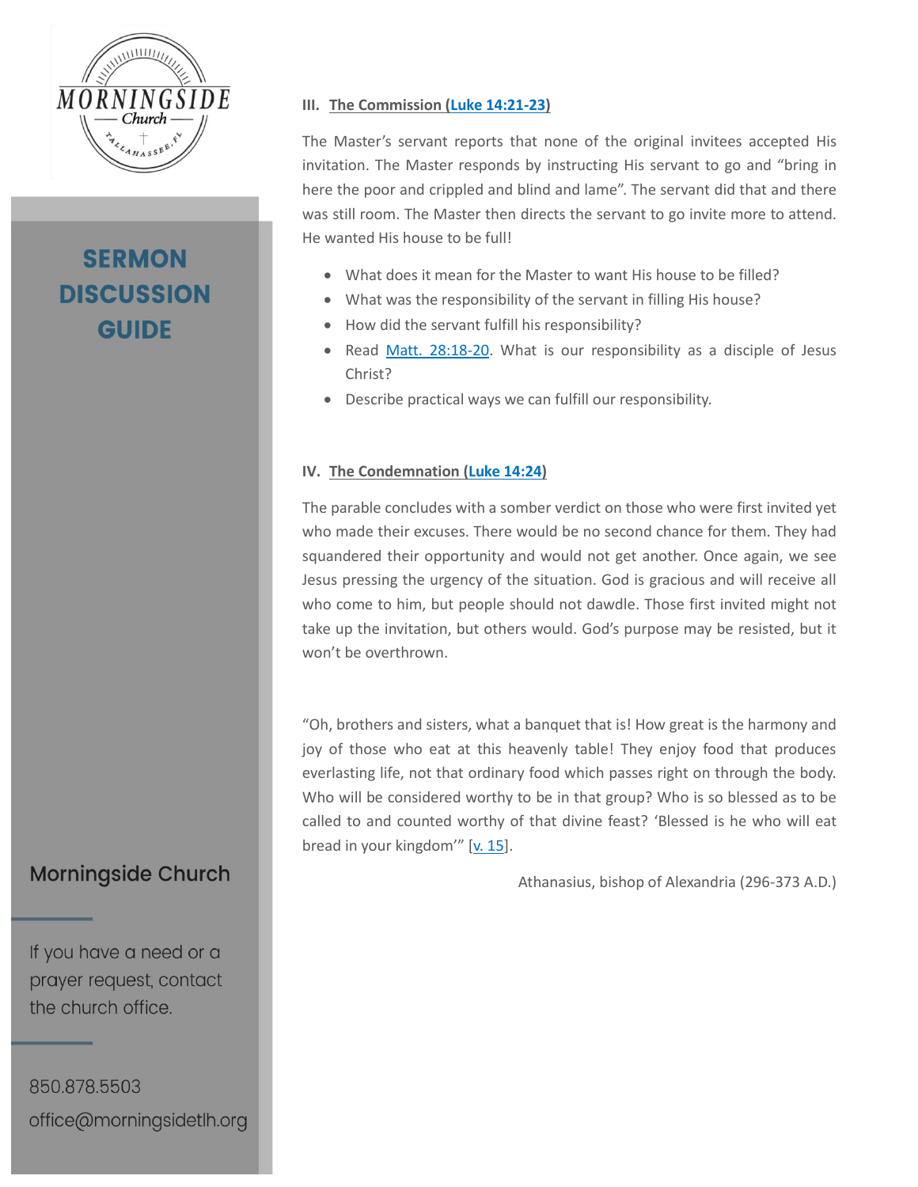SERMON DISCUSSION GUIDE

### III. The Commission (Luke 14:21-23)

The Master's servant reports that none of the original invitees accepted His invitation. The Master responds by instructing His servant to go and "bring in here the poor and crippled and blind and lame". The servant did that and there was still room. The Master then directs the servant to go invite more to attend. He wanted His house to be full!

- What does it mean for the Master to want His house to be filled?
- What was the responsibility of the servant in filling His house?
- How did the servant fulfill his responsibility?
- Read Matt. 28:18-20. What is our responsibility as a disciple of Jesus Christ?
- Describe practical ways we can fulfill our responsibility.

### IV. The Condemnation (Luke 14:24)

The parable concludes with a somber verdict on those who were first invited yet who made their excuses. There would be no second chance for them. They had squandered their opportunity and would not get another. Once again, we see Jesus pressing the urgency of the situation. God is gracious and will receive all who come to him, but people should not dawdle. Those first invited might not take up the invitation, but others would. God's purpose may be resisted, but it won't be overthrown.

"Oh, brothers and sisters, what a banquet that is! How great is the harmony and joy of those who eat at this heavenly table! They enjoy food that produces everlasting life, not that ordinary food which passes right on through the body. Who will be considered worthy to be in that group? Who is so blessed as to be called to and counted worthy of that divine feast? 'Blessed is he who will eat bread in your kingdom'" [v. 15].

Athanasius, bishop of Alexandria (296-373 A.D.)

Morningside Church

If you have a need or a prayer request, contact the church office.

850.878.5503
office@morningsidetlh.org